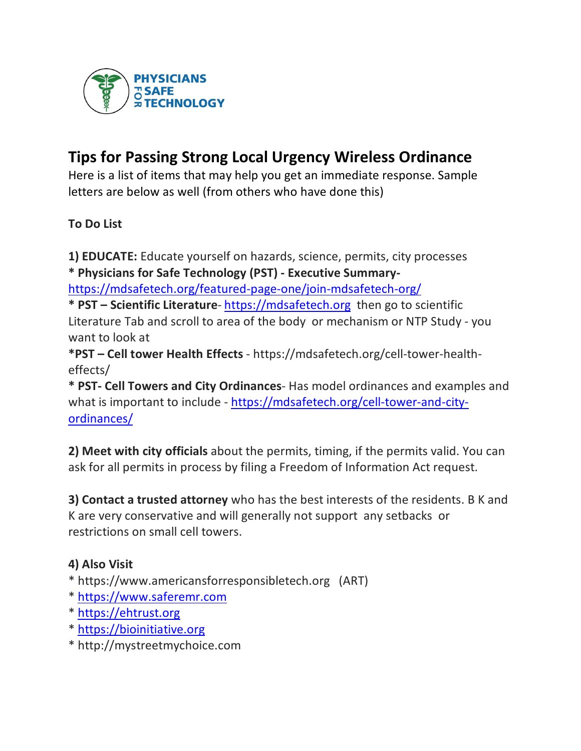PHYSICIANS FOR SAFE TECHNOLOGY

# Tips for Passing Strong Local Urgency Wireless Ordinance

Here is a list of items that may help you get an immediate response. Sample letters are below as well (from others who have done this)

**To Do List**

**1) EDUCATE:** Educate yourself on hazards, science, permits, city processes

* **Physicians for Safe Technology (PST) - Executive Summary-** https://mdsafetech.org/featured-page-one/join-mdsafetech-org/

* **PST – Scientific Literature**- https://mdsafetech.org then go to scientific Literature Tab and scroll to area of the body or mechanism or NTP Study - you want to look at

***PST – Cell tower Health Effects** - https://mdsafetech.org/cell-tower-health-effects/

* **PST- Cell Towers and City Ordinances**- Has model ordinances and examples and what is important to include - https://mdsafetech.org/cell-tower-and-city-ordinances/

**2) Meet with city officials** about the permits, timing, if the permits valid. You can ask for all permits in process by filing a Freedom of Information Act request.

**3) Contact a trusted attorney** who has the best interests of the residents. B K and K are very conservative and will generally not support any setbacks or restrictions on small cell towers.

**4) Also Visit**

* https://www.americansforresponsibletech.org (ART)
* https://www.saferemr.com
* https://ehtrust.org
* https://bioinitiative.org
* http://mystreetmychoice.com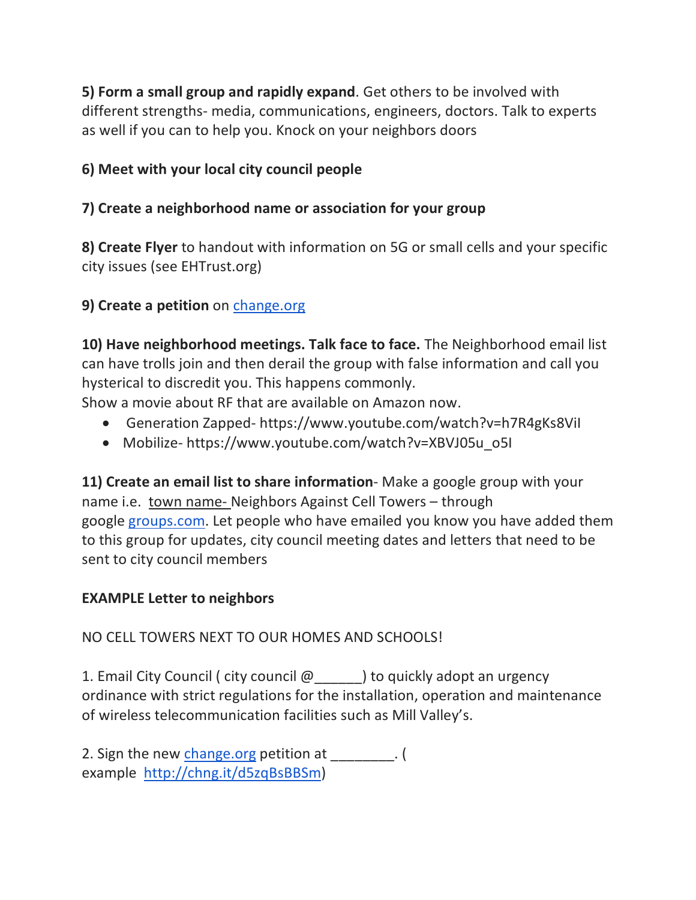**5) Form a small group and rapidly expand**. Get others to be involved with different strengths- media, communications, engineers, doctors. Talk to experts as well if you can to help you. Knock on your neighbors doors

**6) Meet with your local city council people**

**7) Create a neighborhood name or association for your group**

**8) Create Flyer** to handout with information on 5G or small cells and your specific city issues (see EHTrust.org)

**9) Create a petition** on [change.org](change.org)

**10) Have neighborhood meetings. Talk face to face.** The Neighborhood email list can have trolls join and then derail the group with false information and call you hysterical to discredit you. This happens commonly.
Show a movie about RF that are available on Amazon now.

- Generation Zapped- https://www.youtube.com/watch?v=h7R4gKs8ViI
- Mobilize- https://www.youtube.com/watch?v=XBVJ05u_o5I

**11) Create an email list to share information**- Make a google group with your name i.e. town name- Neighbors Against Cell Towers – through google [groups.com](groups.com). Let people who have emailed you know you have added them to this group for updates, city council meeting dates and letters that need to be sent to city council members

**EXAMPLE Letter to neighbors**

NO CELL TOWERS NEXT TO OUR HOMES AND SCHOOLS!

1. Email City Council ( city council @______) to quickly adopt an urgency ordinance with strict regulations for the installation, operation and maintenance of wireless telecommunication facilities such as Mill Valley's.

2. Sign the new [change.org](change.org) petition at ________. ( example [http://chng.it/d5zqBsBBSm](http://chng.it/d5zqBsBBSm))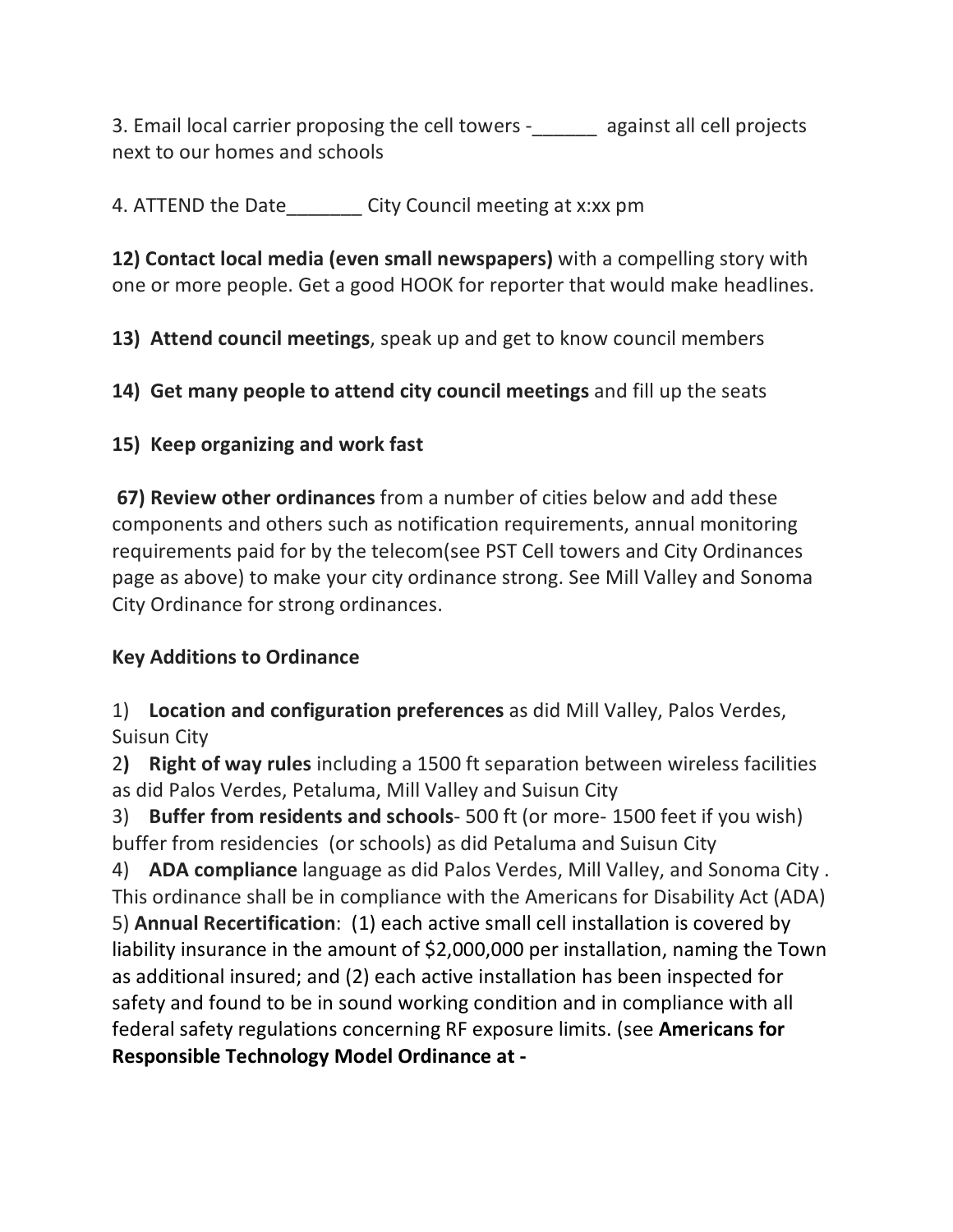3. Email local carrier proposing the cell towers -______ against all cell projects next to our homes and schools

4. ATTEND the Date_______ City Council meeting at x:xx pm

**12) Contact local media (even small newspapers)** with a compelling story with one or more people. Get a good HOOK for reporter that would make headlines.

**13) Attend council meetings**, speak up and get to know council members

**14) Get many people to attend city council meetings** and fill up the seats

**15) Keep organizing and work fast**

**67) Review other ordinances** from a number of cities below and add these components and others such as notification requirements, annual monitoring requirements paid for by the telecom(see PST Cell towers and City Ordinances page as above) to make your city ordinance strong. See Mill Valley and Sonoma City Ordinance for strong ordinances.

**Key Additions to Ordinance**

1) **Location and configuration preferences** as did Mill Valley, Palos Verdes, Suisun City
2**) Right of way rules** including a 1500 ft separation between wireless facilities as did Palos Verdes, Petaluma, Mill Valley and Suisun City
3) **Buffer from residents and schools**- 500 ft (or more- 1500 feet if you wish) buffer from residencies (or schools) as did Petaluma and Suisun City
4) **ADA compliance** language as did Palos Verdes, Mill Valley, and Sonoma City . This ordinance shall be in compliance with the Americans for Disability Act (ADA)
5) **Annual Recertification**: (1) each active small cell installation is covered by liability insurance in the amount of $2,000,000 per installation, naming the Town as additional insured; and (2) each active installation has been inspected for safety and found to be in sound working condition and in compliance with all federal safety regulations concerning RF exposure limits. (see **Americans for Responsible Technology Model Ordinance at -**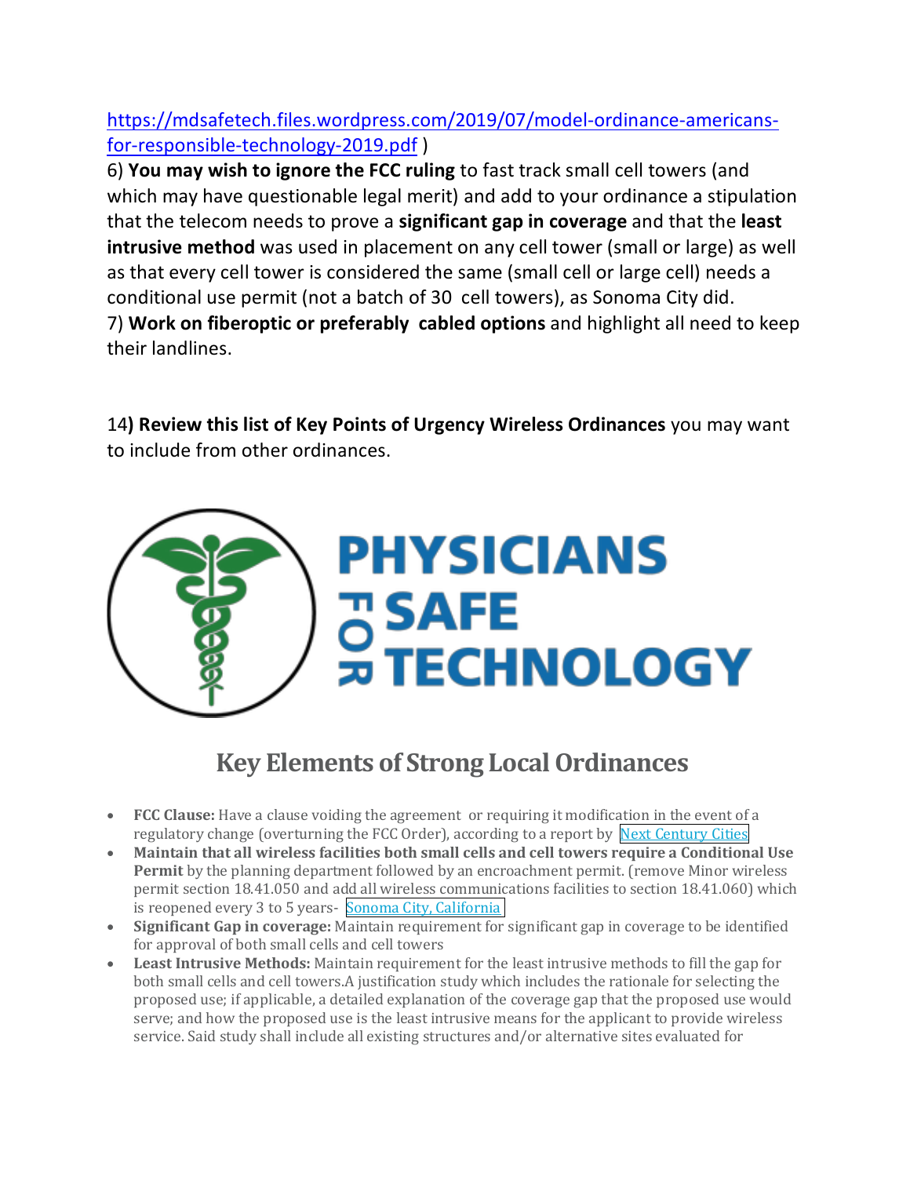https://mdsafetech.files.wordpress.com/2019/07/model-ordinance-americans-for-responsible-technology-2019.pdf )

6) **You may wish to ignore the FCC ruling** to fast track small cell towers (and which may have questionable legal merit) and add to your ordinance a stipulation that the telecom needs to prove a **significant gap in coverage** and that the **least intrusive method** was used in placement on any cell tower (small or large) as well as that every cell tower is considered the same (small cell or large cell) needs a conditional use permit (not a batch of 30 cell towers), as Sonoma City did.

7) **Work on fiberoptic or preferably cabled options** and highlight all need to keep their landlines.

14**) Review this list of Key Points of Urgency Wireless Ordinances** you may want to include from other ordinances.

PHYSICIANS FOR SAFE TECHNOLOGY

## Key Elements of Strong Local Ordinances

- **FCC Clause:** Have a clause voiding the agreement or requiring it modification in the event of a regulatory change (overturning the FCC Order), according to a report by Next Century Cities
- **Maintain that all wireless facilities both small cells and cell towers require a Conditional Use Permit** by the planning department followed by an encroachment permit. (remove Minor wireless permit section 18.41.050 and add all wireless communications facilities to section 18.41.060) which is reopened every 3 to 5 years- Sonoma City, California
- **Significant Gap in coverage:** Maintain requirement for significant gap in coverage to be identified for approval of both small cells and cell towers
- **Least Intrusive Methods:** Maintain requirement for the least intrusive methods to fill the gap for both small cells and cell towers.A justification study which includes the rationale for selecting the proposed use; if applicable, a detailed explanation of the coverage gap that the proposed use would serve; and how the proposed use is the least intrusive means for the applicant to provide wireless service. Said study shall include all existing structures and/or alternative sites evaluated for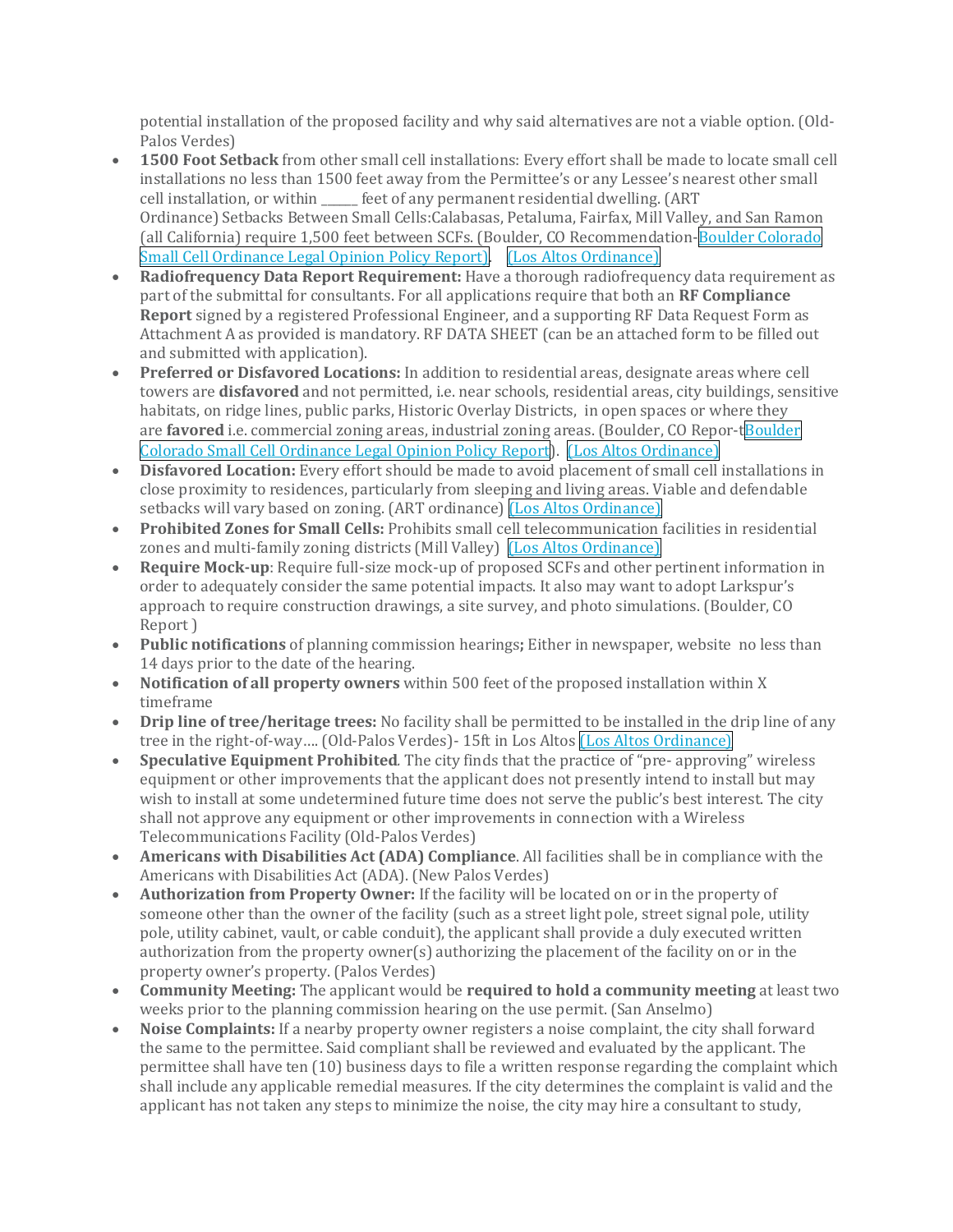potential installation of the proposed facility and why said alternatives are not a viable option. (Old-Palos Verdes)

- **1500 Foot Setback** from other small cell installations: Every effort shall be made to locate small cell installations no less than 1500 feet away from the Permittee's or any Lessee's nearest other small cell installation, or within ______ feet of any permanent residential dwelling. (ART Ordinance) Setbacks Between Small Cells:Calabasas, Petaluma, Fairfax, Mill Valley, and San Ramon (all California) require 1,500 feet between SCFs. (Boulder, CO Recommendation-Boulder Colorado Small Cell Ordinance Legal Opinion Policy Report). (Los Altos Ordinance)
- **Radiofrequency Data Report Requirement:** Have a thorough radiofrequency data requirement as part of the submittal for consultants. For all applications require that both an **RF Compliance Report** signed by a registered Professional Engineer, and a supporting RF Data Request Form as Attachment A as provided is mandatory. RF DATA SHEET (can be an attached form to be filled out and submitted with application).
- **Preferred or Disfavored Locations:** In addition to residential areas, designate areas where cell towers are **disfavored** and not permitted, i.e. near schools, residential areas, city buildings, sensitive habitats, on ridge lines, public parks, Historic Overlay Districts, in open spaces or where they are **favored** i.e. commercial zoning areas, industrial zoning areas. (Boulder, CO Repor-tBoulder Colorado Small Cell Ordinance Legal Opinion Policy Report). (Los Altos Ordinance)
- **Disfavored Location:** Every effort should be made to avoid placement of small cell installations in close proximity to residences, particularly from sleeping and living areas. Viable and defendable setbacks will vary based on zoning. (ART ordinance) (Los Altos Ordinance)
- **Prohibited Zones for Small Cells:** Prohibits small cell telecommunication facilities in residential zones and multi-family zoning districts (Mill Valley) (Los Altos Ordinance)
- **Require Mock-up**: Require full-size mock-up of proposed SCFs and other pertinent information in order to adequately consider the same potential impacts. It also may want to adopt Larkspur's approach to require construction drawings, a site survey, and photo simulations. (Boulder, CO Report )
- **Public notifications** of planning commission hearings**;** Either in newspaper, website no less than 14 days prior to the date of the hearing.
- **Notification of all property owners** within 500 feet of the proposed installation within X timeframe
- **Drip line of tree/heritage trees:** No facility shall be permitted to be installed in the drip line of any tree in the right-of-way…. (Old-Palos Verdes)- 15ft in Los Altos (Los Altos Ordinance)
- **Speculative Equipment Prohibited**. The city finds that the practice of "pre- approving" wireless equipment or other improvements that the applicant does not presently intend to install but may wish to install at some undetermined future time does not serve the public's best interest. The city shall not approve any equipment or other improvements in connection with a Wireless Telecommunications Facility (Old-Palos Verdes)
- **Americans with Disabilities Act (ADA) Compliance**. All facilities shall be in compliance with the Americans with Disabilities Act (ADA). (New Palos Verdes)
- **Authorization from Property Owner:** If the facility will be located on or in the property of someone other than the owner of the facility (such as a street light pole, street signal pole, utility pole, utility cabinet, vault, or cable conduit), the applicant shall provide a duly executed written authorization from the property owner(s) authorizing the placement of the facility on or in the property owner's property. (Palos Verdes)
- **Community Meeting:** The applicant would be **required to hold a community meeting** at least two weeks prior to the planning commission hearing on the use permit. (San Anselmo)
- **Noise Complaints:** If a nearby property owner registers a noise complaint, the city shall forward the same to the permittee. Said compliant shall be reviewed and evaluated by the applicant. The permittee shall have ten (10) business days to file a written response regarding the complaint which shall include any applicable remedial measures. If the city determines the complaint is valid and the applicant has not taken any steps to minimize the noise, the city may hire a consultant to study,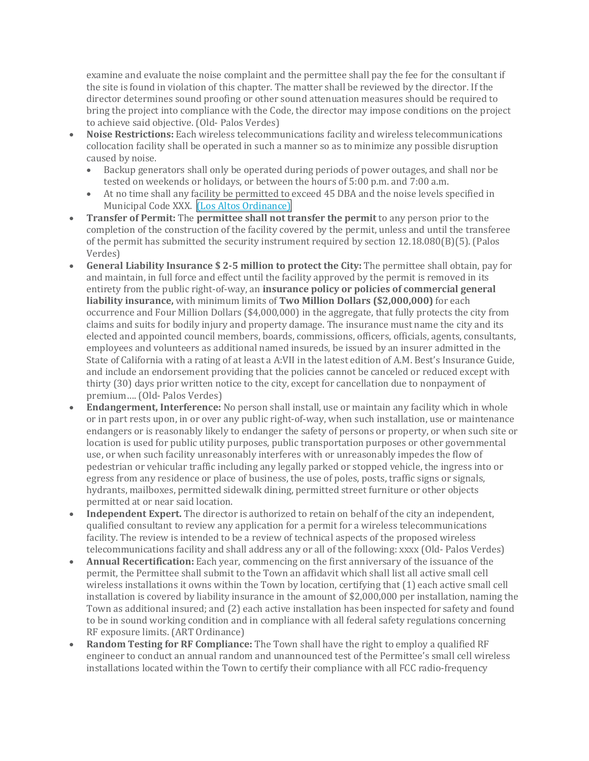examine and evaluate the noise complaint and the permittee shall pay the fee for the consultant if the site is found in violation of this chapter. The matter shall be reviewed by the director. If the director determines sound proofing or other sound attenuation measures should be required to bring the project into compliance with the Code, the director may impose conditions on the project to achieve said objective. (Old- Palos Verdes)

- **Noise Restrictions:** Each wireless telecommunications facility and wireless telecommunications collocation facility shall be operated in such a manner so as to minimize any possible disruption caused by noise.
  - Backup generators shall only be operated during periods of power outages, and shall nor be tested on weekends or holidays, or between the hours of 5:00 p.m. and 7:00 a.m.
  - At no time shall any facility be permitted to exceed 45 DBA and the noise levels specified in Municipal Code XXX. [(Los Altos Ordinance)]
- **Transfer of Permit:** The **permittee shall not transfer the permit** to any person prior to the completion of the construction of the facility covered by the permit, unless and until the transferee of the permit has submitted the security instrument required by section 12.18.080(B)(5). (Palos Verdes)
- **General Liability Insurance $ 2-5 million to protect the City:** The permittee shall obtain, pay for and maintain, in full force and effect until the facility approved by the permit is removed in its entirety from the public right-of-way, an **insurance policy or policies of commercial general liability insurance,** with minimum limits of **Two Million Dollars ($2,000,000)** for each occurrence and Four Million Dollars ($4,000,000) in the aggregate, that fully protects the city from claims and suits for bodily injury and property damage. The insurance must name the city and its elected and appointed council members, boards, commissions, officers, officials, agents, consultants, employees and volunteers as additional named insureds, be issued by an insurer admitted in the State of California with a rating of at least a A:VII in the latest edition of A.M. Best's Insurance Guide, and include an endorsement providing that the policies cannot be canceled or reduced except with thirty (30) days prior written notice to the city, except for cancellation due to nonpayment of premium…. (Old- Palos Verdes)
- **Endangerment, Interference:** No person shall install, use or maintain any facility which in whole or in part rests upon, in or over any public right-of-way, when such installation, use or maintenance endangers or is reasonably likely to endanger the safety of persons or property, or when such site or location is used for public utility purposes, public transportation purposes or other governmental use, or when such facility unreasonably interferes with or unreasonably impedes the flow of pedestrian or vehicular traffic including any legally parked or stopped vehicle, the ingress into or egress from any residence or place of business, the use of poles, posts, traffic signs or signals, hydrants, mailboxes, permitted sidewalk dining, permitted street furniture or other objects permitted at or near said location.
- **Independent Expert.** The director is authorized to retain on behalf of the city an independent, qualified consultant to review any application for a permit for a wireless telecommunications facility. The review is intended to be a review of technical aspects of the proposed wireless telecommunications facility and shall address any or all of the following: xxxx (Old- Palos Verdes)
- **Annual Recertification:** Each year, commencing on the first anniversary of the issuance of the permit, the Permittee shall submit to the Town an affidavit which shall list all active small cell wireless installations it owns within the Town by location, certifying that (1) each active small cell installation is covered by liability insurance in the amount of $2,000,000 per installation, naming the Town as additional insured; and (2) each active installation has been inspected for safety and found to be in sound working condition and in compliance with all federal safety regulations concerning RF exposure limits. (ART Ordinance)
- **Random Testing for RF Compliance:** The Town shall have the right to employ a qualified RF engineer to conduct an annual random and unannounced test of the Permittee's small cell wireless installations located within the Town to certify their compliance with all FCC radio-frequency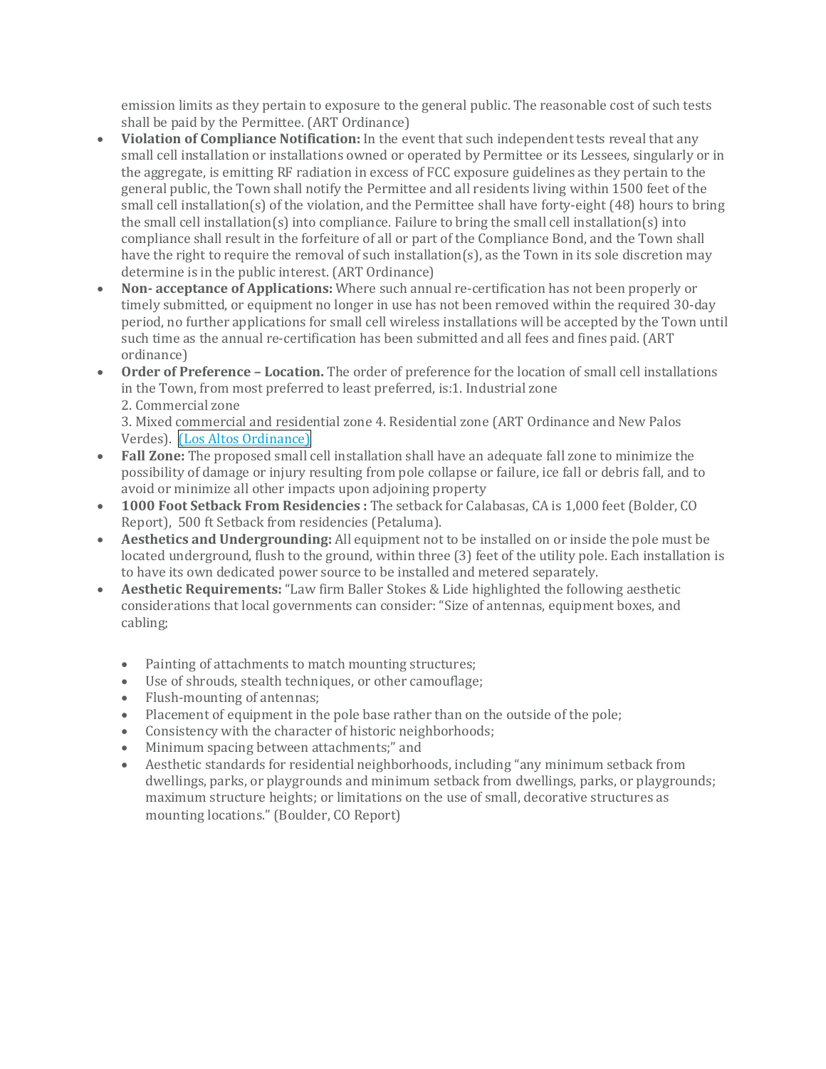emission limits as they pertain to exposure to the general public. The reasonable cost of such tests shall be paid by the Permittee. (ART Ordinance)

- **Violation of Compliance Notification:** In the event that such independent tests reveal that any small cell installation or installations owned or operated by Permittee or its Lessees, singularly or in the aggregate, is emitting RF radiation in excess of FCC exposure guidelines as they pertain to the general public, the Town shall notify the Permittee and all residents living within 1500 feet of the small cell installation(s) of the violation, and the Permittee shall have forty-eight (48) hours to bring the small cell installation(s) into compliance. Failure to bring the small cell installation(s) into compliance shall result in the forfeiture of all or part of the Compliance Bond, and the Town shall have the right to require the removal of such installation(s), as the Town in its sole discretion may determine is in the public interest. (ART Ordinance)
- **Non- acceptance of Applications:** Where such annual re-certification has not been properly or timely submitted, or equipment no longer in use has not been removed within the required 30-day period, no further applications for small cell wireless installations will be accepted by the Town until such time as the annual re-certification has been submitted and all fees and fines paid. (ART ordinance)
- **Order of Preference – Location.** The order of preference for the location of small cell installations in the Town, from most preferred to least preferred, is:1. Industrial zone
  2. Commercial zone
  3. Mixed commercial and residential zone 4. Residential zone (ART Ordinance and New Palos Verdes). [(Los Altos Ordinance)]
- **Fall Zone:** The proposed small cell installation shall have an adequate fall zone to minimize the possibility of damage or injury resulting from pole collapse or failure, ice fall or debris fall, and to avoid or minimize all other impacts upon adjoining property
- **1000 Foot Setback From Residencies :** The setback for Calabasas, CA is 1,000 feet (Bolder, CO Report), 500 ft Setback from residencies (Petaluma).
- **Aesthetics and Undergrounding:** All equipment not to be installed on or inside the pole must be located underground, flush to the ground, within three (3) feet of the utility pole. Each installation is to have its own dedicated power source to be installed and metered separately.
- **Aesthetic Requirements:** "Law firm Baller Stokes & Lide highlighted the following aesthetic considerations that local governments can consider: "Size of antennas, equipment boxes, and cabling;

  - Painting of attachments to match mounting structures;
  - Use of shrouds, stealth techniques, or other camouflage;
  - Flush-mounting of antennas;
  - Placement of equipment in the pole base rather than on the outside of the pole;
  - Consistency with the character of historic neighborhoods;
  - Minimum spacing between attachments;" and
  - Aesthetic standards for residential neighborhoods, including "any minimum setback from dwellings, parks, or playgrounds and minimum setback from dwellings, parks, or playgrounds; maximum structure heights; or limitations on the use of small, decorative structures as mounting locations." (Boulder, CO Report)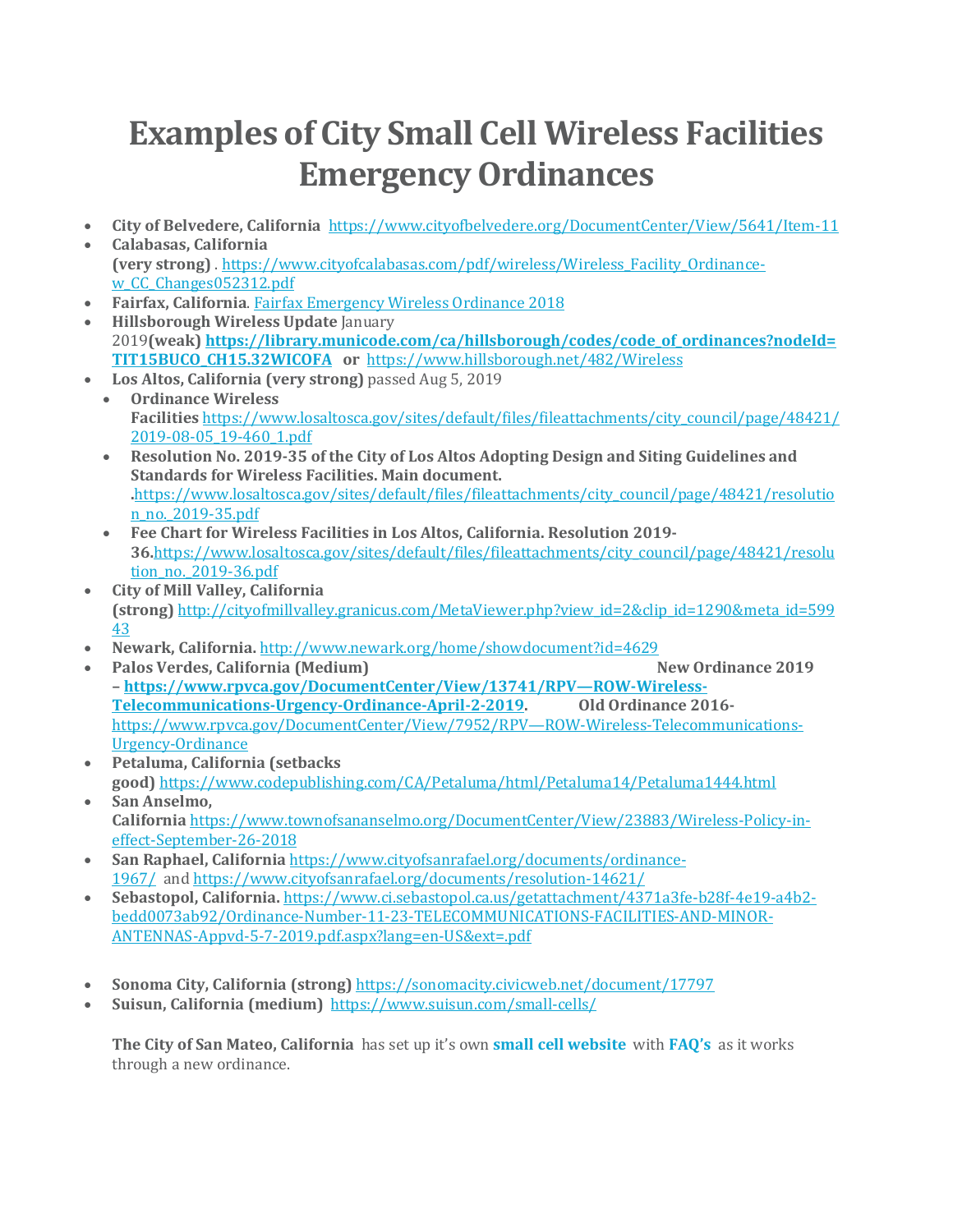# Examples of City Small Cell Wireless Facilities Emergency Ordinances

- **City of Belvedere, California** https://www.cityofbelvedere.org/DocumentCenter/View/5641/Item-11
- **Calabasas, California (very strong)** . https://www.cityofcalabasas.com/pdf/wireless/Wireless_Facility_Ordinance-w_CC_Changes052312.pdf
- **Fairfax, California**. Fairfax Emergency Wireless Ordinance 2018
- **Hillsborough Wireless Update** January 2019**(weak)** **https://library.municode.com/ca/hillsborough/codes/code_of_ordinances?nodeId=TIT15BUCO_CH15.32WICOFA** **or** https://www.hillsborough.net/482/Wireless
- **Los Altos, California (very strong)** passed Aug 5, 2019
  - **Ordinance Wireless Facilities** https://www.losaltosca.gov/sites/default/files/fileattachments/city_council/page/48421/2019-08-05_19-460_1.pdf
  - **Resolution No. 2019-35 of the City of Los Altos Adopting Design and Siting Guidelines and Standards for Wireless Facilities. Main document.** .https://www.losaltosca.gov/sites/default/files/fileattachments/city_council/page/48421/resolution_no._2019-35.pdf
  - **Fee Chart for Wireless Facilities in Los Altos, California. Resolution 2019-36.**https://www.losaltosca.gov/sites/default/files/fileattachments/city_council/page/48421/resolution_no._2019-36.pdf
- **City of Mill Valley, California (strong)** http://cityofmillvalley.granicus.com/MetaViewer.php?view_id=2&clip_id=1290&meta_id=59943
- **Newark, California.** http://www.newark.org/home/showdocument?id=4629
- **Palos Verdes, California (Medium)** **New Ordinance 2019 –** **https://www.rpvca.gov/DocumentCenter/View/13741/RPV—ROW-Wireless-Telecommunications-Urgency-Ordinance-April-2-2019**. **Old Ordinance 2016-** https://www.rpvca.gov/DocumentCenter/View/7952/RPV—ROW-Wireless-Telecommunications-Urgency-Ordinance
- **Petaluma, California (setbacks good)** https://www.codepublishing.com/CA/Petaluma/html/Petaluma14/Petaluma1444.html
- **San Anselmo, California** https://www.townofsananselmo.org/DocumentCenter/View/23883/Wireless-Policy-in-effect-September-26-2018
- **San Raphael, California** https://www.cityofsanrafael.org/documents/ordinance-1967/ and https://www.cityofsanrafael.org/documents/resolution-14621/
- **Sebastopol, California.** https://www.ci.sebastopol.ca.us/getattachment/4371a3fe-b28f-4e19-a4b2-bedd0073ab92/Ordinance-Number-11-23-TELECOMMUNICATIONS-FACILITIES-AND-MINOR-ANTENNAS-Appvd-5-7-2019.pdf.aspx?lang=en-US&ext=.pdf
- **Sonoma City, California (strong)** https://sonomacity.civicweb.net/document/17797
- **Suisun, California (medium)** https://www.suisun.com/small-cells/

**The City of San Mateo, California** has set up it's own **small cell website** with **FAQ's** as it works through a new ordinance.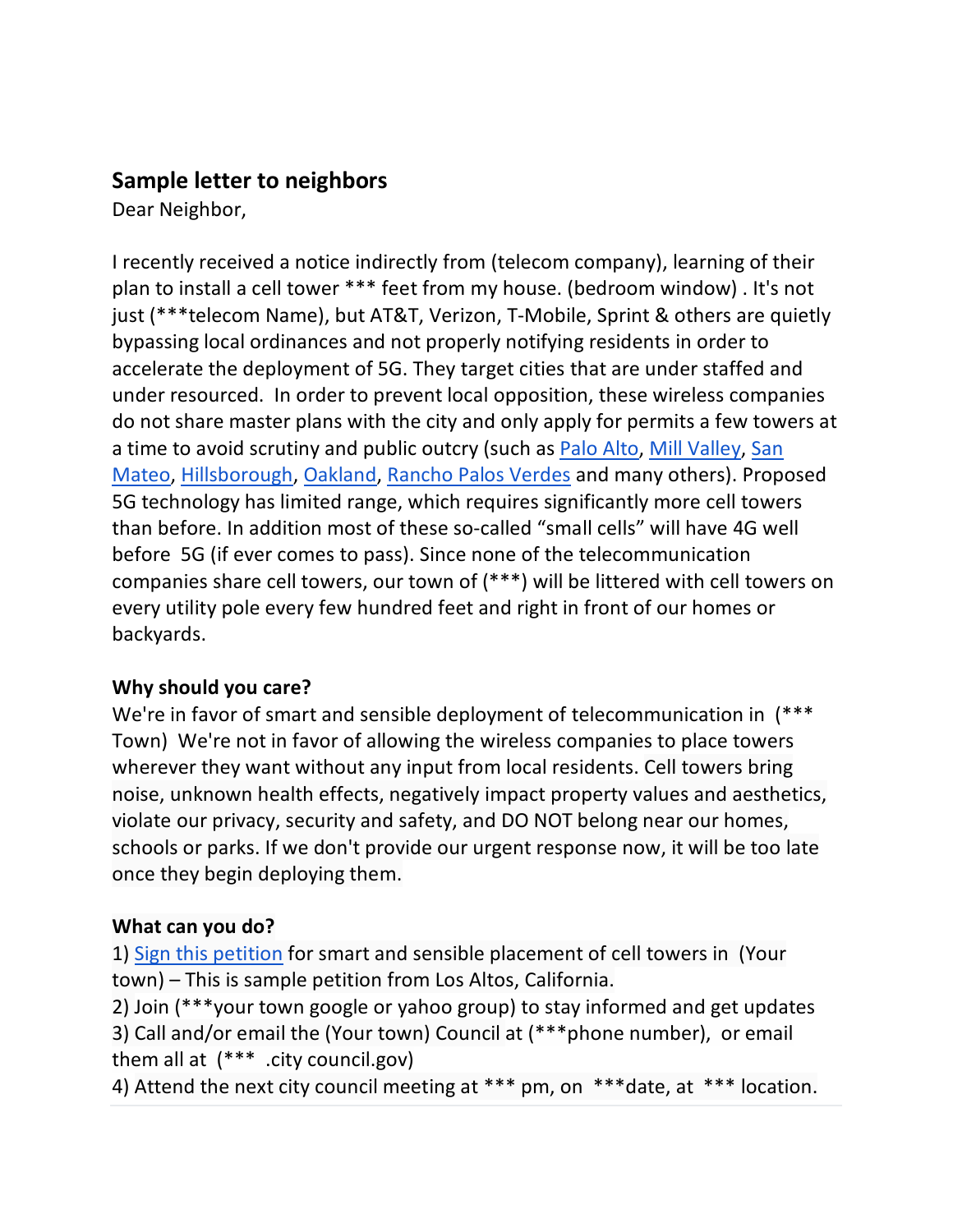## Sample letter to neighbors

Dear Neighbor,

I recently received a notice indirectly from (telecom company), learning of their plan to install a cell tower *** feet from my house. (bedroom window) . It's not just (***telecom Name), but AT&T, Verizon, T-Mobile, Sprint & others are quietly bypassing local ordinances and not properly notifying residents in order to accelerate the deployment of 5G. They target cities that are under staffed and under resourced. In order to prevent local opposition, these wireless companies do not share master plans with the city and only apply for permits a few towers at a time to avoid scrutiny and public outcry (such as Palo Alto, Mill Valley, San Mateo, Hillsborough, Oakland, Rancho Palos Verdes and many others). Proposed 5G technology has limited range, which requires significantly more cell towers than before. In addition most of these so-called "small cells" will have 4G well before 5G (if ever comes to pass). Since none of the telecommunication companies share cell towers, our town of (***) will be littered with cell towers on every utility pole every few hundred feet and right in front of our homes or backyards.

**Why should you care?**

We're in favor of smart and sensible deployment of telecommunication in (*** Town) We're not in favor of allowing the wireless companies to place towers wherever they want without any input from local residents. Cell towers bring noise, unknown health effects, negatively impact property values and aesthetics, violate our privacy, security and safety, and DO NOT belong near our homes, schools or parks. If we don't provide our urgent response now, it will be too late once they begin deploying them.

**What can you do?**

1) Sign this petition for smart and sensible placement of cell towers in (Your town) – This is sample petition from Los Altos, California.
2) Join (***your town google or yahoo group) to stay informed and get updates
3) Call and/or email the (Your town) Council at (***phone number), or email them all at (*** .city council.gov)
4) Attend the next city council meeting at *** pm, on ***date, at *** location.